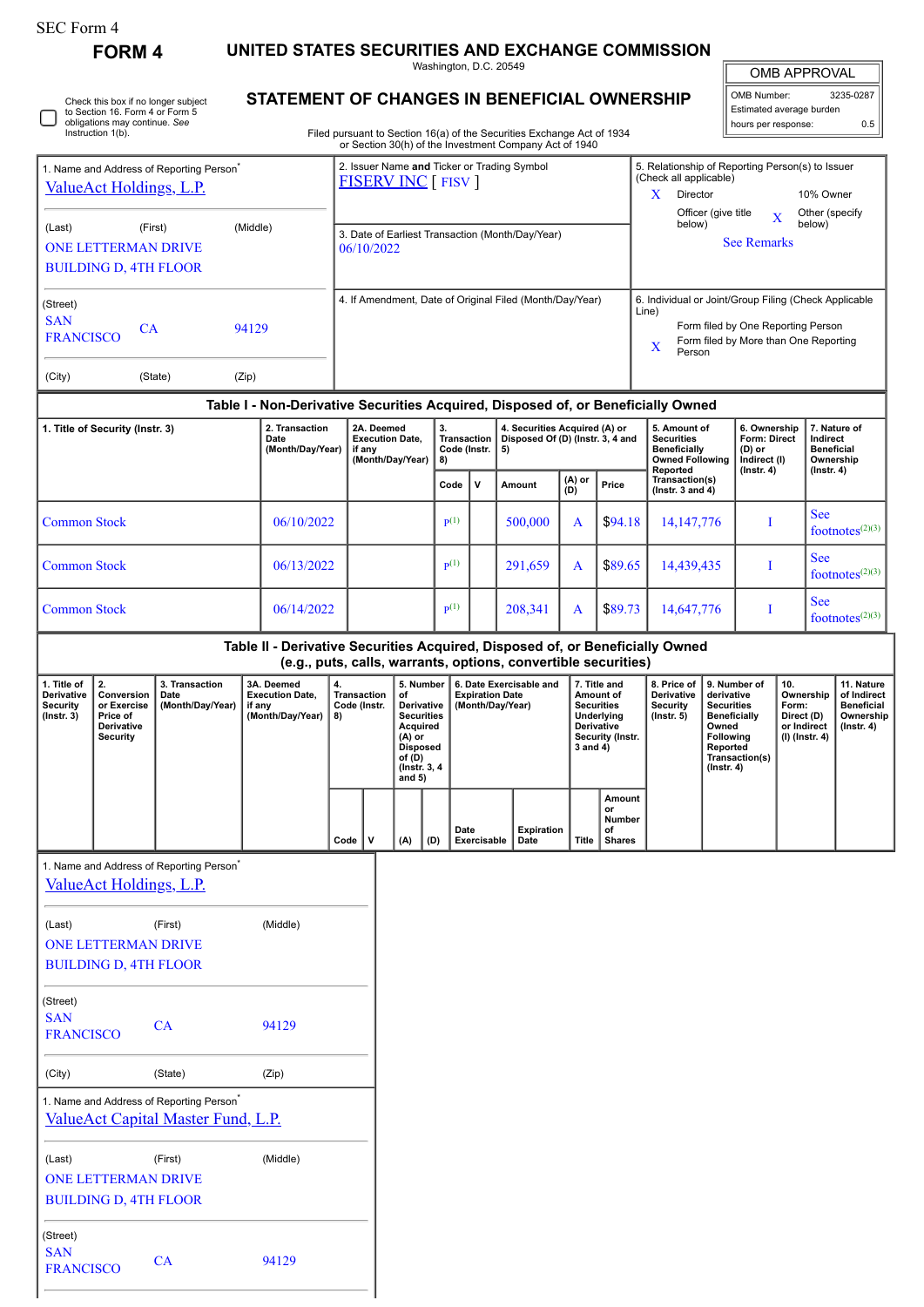SEC Form 4

**FORM 4**

# UNITED STATES SECURITIES AND EXCHANGE COMMISSION

Washington, D.C. 20549

## STATEMENT OF CHANGES IN BENEFICIAL OWNERSHIP

Filed pursuant to Section 16(a) of the Securities Exchange Act of 1934 or Section 30(h) of the Investment Company Act of 1940

| OMB APPROVAL | |
|---|---|
| OMB Number: | 3235-0287 |
| Estimated average burden | |
| hours per response: | 0.5 |

☐ Check this box if no longer subject to Section 16. Form 4 or Form 5 obligations may continue. *See* Instruction 1(b).

| 1. Name and Address of Reporting Person* | 2. Issuer Name **and** Ticker or Trading Symbol | 5. Relationship of Reporting Person(s) to Issuer (Check all applicable) |
|---|---|---|
| ValueAct Holdings, L.P. | FISERV INC [ FISV ] | X Director; 10% Owner; Officer (give title below); X Other (specify below) |
| (Last) (First) (Middle) ONE LETTERMAN DRIVE BUILDING D, 4TH FLOOR | 3. Date of Earliest Transaction (Month/Day/Year) 06/10/2022 | See Remarks |
| (Street) SAN FRANCISCO CA 94129 (City) (State) (Zip) | 4. If Amendment, Date of Original Filed (Month/Day/Year) | 6. Individual or Joint/Group Filing (Check Applicable Line) Form filed by One Reporting Person; X Form filed by More than One Reporting Person |

### Table I - Non-Derivative Securities Acquired, Disposed of, or Beneficially Owned

| 1. Title of Security (Instr. 3) | 2. Transaction Date (Month/Day/Year) | 2A. Deemed Execution Date, if any (Month/Day/Year) | 3. Transaction Code (Instr. 8) | | 4. Securities Acquired (A) or Disposed Of (D) (Instr. 3, 4 and 5) | | | 5. Amount of Securities Beneficially Owned Following Reported Transaction(s) (Instr. 3 and 4) | 6. Ownership Form: Direct (D) or Indirect (I) (Instr. 4) | 7. Nature of Indirect Beneficial Ownership (Instr. 4) |
|---|---|---|---|---|---|---|---|---|---|---|
| | | | Code | V | Amount | (A) or (D) | Price | | | |
| Common Stock | 06/10/2022 | | P[1] | | 500,000 | A | $94.18 | 14,147,776 | I | See footnotes[2][3] |
| Common Stock | 06/13/2022 | | P[1] | | 291,659 | A | $89.65 | 14,439,435 | I | See footnotes[2][3] |
| Common Stock | 06/14/2022 | | P[1] | | 208,341 | A | $89.73 | 14,647,776 | I | See footnotes[2][3] |

### Table II - Derivative Securities Acquired, Disposed of, or Beneficially Owned (e.g., puts, calls, warrants, options, convertible securities)

| 1. Title of Derivative Security (Instr. 3) | 2. Conversion or Exercise Price of Derivative Security | 3. Transaction Date (Month/Day/Year) | 3A. Deemed Execution Date, if any (Month/Day/Year) | 4. Transaction Code (Instr. 8) | | 5. Number of Derivative Securities Acquired (A) or Disposed of (D) (Instr. 3, 4 and 5) | | 6. Date Exercisable and Expiration Date (Month/Day/Year) | | 7. Title and Amount of Securities Underlying Derivative Security (Instr. 3 and 4) | | 8. Price of Derivative Security (Instr. 5) | 9. Number of derivative Securities Beneficially Owned Following Reported Transaction(s) (Instr. 4) | 10. Ownership Form: Direct (D) or Indirect (I) (Instr. 4) | 11. Nature of Indirect Beneficial Ownership (Instr. 4) |
|---|---|---|---|---|---|---|---|---|---|---|---|---|---|---|---|
| | | | | Code | V | (A) | (D) | Date Exercisable | Expiration Date | Title | Amount or Number of Shares | | | | |

1. Name and Address of Reporting Person*

ValueAct Holdings, L.P.

(Last) (First) (Middle)

ONE LETTERMAN DRIVE

BUILDING D, 4TH FLOOR

(Street)

SAN FRANCISCO CA 94129

(City) (State) (Zip)

1. Name and Address of Reporting Person*

ValueAct Capital Master Fund, L.P.

(Last) (First) (Middle)

ONE LETTERMAN DRIVE

BUILDING D, 4TH FLOOR

(Street)

SAN FRANCISCO CA 94129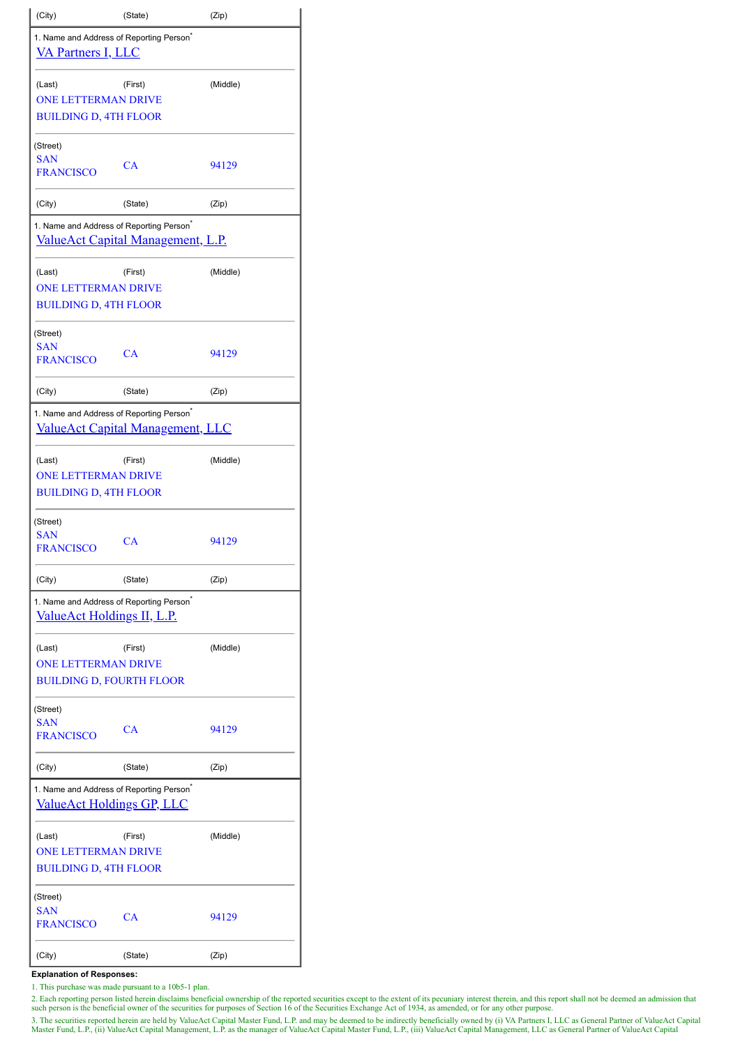| (City) | (State) | (Zip) |
| --- | --- | --- |

1. Name and Address of Reporting Person*

VA Partners I, LLC

| (Last) | (First) | (Middle) |
| --- | --- | --- |
| ONE LETTERMAN DRIVE | | |
| BUILDING D, 4TH FLOOR | | |

(Street)

| SAN FRANCISCO | CA | 94129 |
| --- | --- | --- |
| (City) | (State) | (Zip) |

1. Name and Address of Reporting Person*

ValueAct Capital Management, L.P.

| (Last) | (First) | (Middle) |
| --- | --- | --- |
| ONE LETTERMAN DRIVE | | |
| BUILDING D, 4TH FLOOR | | |

(Street)

| SAN FRANCISCO | CA | 94129 |
| --- | --- | --- |
| (City) | (State) | (Zip) |

1. Name and Address of Reporting Person*

ValueAct Capital Management, LLC

| (Last) | (First) | (Middle) |
| --- | --- | --- |
| ONE LETTERMAN DRIVE | | |
| BUILDING D, 4TH FLOOR | | |

(Street)

| SAN FRANCISCO | CA | 94129 |
| --- | --- | --- |
| (City) | (State) | (Zip) |

1. Name and Address of Reporting Person*

ValueAct Holdings II, L.P.

| (Last) | (First) | (Middle) |
| --- | --- | --- |
| ONE LETTERMAN DRIVE | | |
| BUILDING D, FOURTH FLOOR | | |

(Street)

| SAN FRANCISCO | CA | 94129 |
| --- | --- | --- |
| (City) | (State) | (Zip) |

1. Name and Address of Reporting Person*

ValueAct Holdings GP, LLC

| (Last) | (First) | (Middle) |
| --- | --- | --- |
| ONE LETTERMAN DRIVE | | |
| BUILDING D, 4TH FLOOR | | |

(Street)

| SAN FRANCISCO | CA | 94129 |
| --- | --- | --- |
| (City) | (State) | (Zip) |

**Explanation of Responses:**

1. This purchase was made pursuant to a 10b5-1 plan.

2. Each reporting person listed herein disclaims beneficial ownership of the reported securities except to the extent of its pecuniary interest therein, and this report shall not be deemed an admission that such person is the beneficial owner of the securities for purposes of Section 16 of the Securities Exchange Act of 1934, as amended, or for any other purpose.

3. The securities reported herein are held by ValueAct Capital Master Fund, L.P. and may be deemed to be indirectly beneficially owned by (i) VA Partners I, LLC as General Partner of ValueAct Capital Master Fund, L.P., (ii) ValueAct Capital Management, L.P. as the manager of ValueAct Capital Master Fund, L.P., (iii) ValueAct Capital Management, LLC as General Partner of ValueAct Capital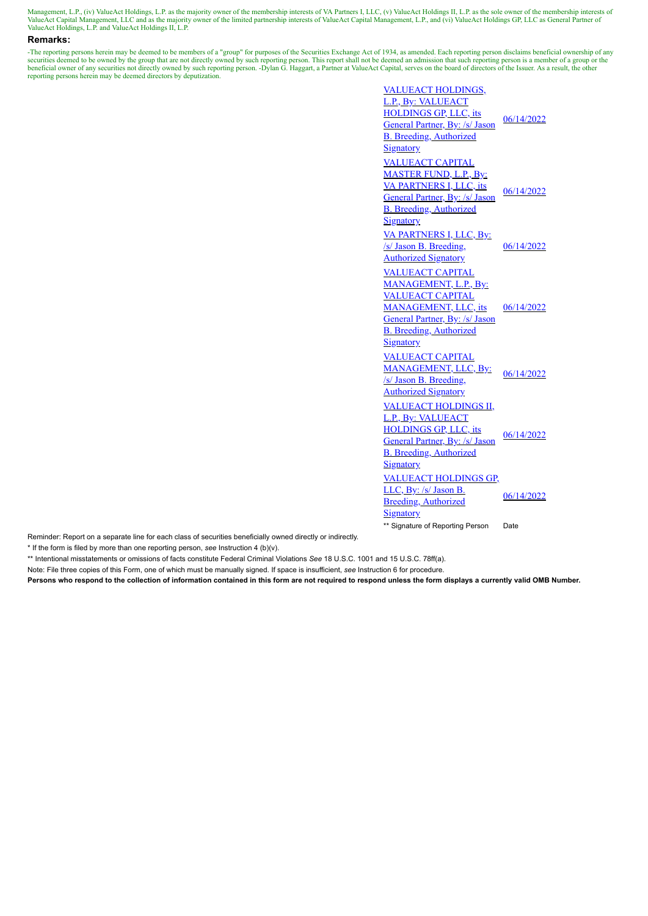Management, L.P., (iv) ValueAct Holdings, L.P. as the majority owner of the membership interests of VA Partners I, LLC, (v) ValueAct Holdings II, L.P. as the sole owner of the membership interests of ValueAct Capital Management, LLC and as the majority owner of the limited partnership interests of ValueAct Capital Management, L.P., and (vi) ValueAct Holdings GP, LLC as General Partner of ValueAct Holdings, L.P. and ValueAct Holdings II, L.P.

## Remarks:

-The reporting persons herein may be deemed to be members of a "group" for purposes of the Securities Exchange Act of 1934, as amended. Each reporting person disclaims beneficial ownership of any securities deemed to be owned by the group that are not directly owned by such reporting person. This report shall not be deemed an admission that such reporting person is a member of a group or the beneficial owner of any securities not directly owned by such reporting person. -Dylan G. Haggart, a Partner at ValueAct Capital, serves on the board of directors of the Issuer. As a result, the other reporting persons herein may be deemed directors by deputization.

| | |
|---|---|
| VALUEACT HOLDINGS, L.P., By: VALUEACT HOLDINGS GP, LLC, its General Partner, By: /s/ Jason B. Breeding, Authorized Signatory | 06/14/2022 |
| VALUEACT CAPITAL MASTER FUND, L.P., By: VA PARTNERS I, LLC, its General Partner, By: /s/ Jason B. Breeding, Authorized Signatory | 06/14/2022 |
| VA PARTNERS I, LLC, By: /s/ Jason B. Breeding, Authorized Signatory | 06/14/2022 |
| VALUEACT CAPITAL MANAGEMENT, L.P., By: VALUEACT CAPITAL MANAGEMENT, LLC, its General Partner, By: /s/ Jason B. Breeding, Authorized Signatory | 06/14/2022 |
| VALUEACT CAPITAL MANAGEMENT, LLC, By: /s/ Jason B. Breeding, Authorized Signatory | 06/14/2022 |
| VALUEACT HOLDINGS II, L.P., By: VALUEACT HOLDINGS GP, LLC, its General Partner, By: /s/ Jason B. Breeding, Authorized Signatory | 06/14/2022 |
| VALUEACT HOLDINGS GP, LLC, By: /s/ Jason B. Breeding, Authorized Signatory | 06/14/2022 |
| ** Signature of Reporting Person | Date |

Reminder: Report on a separate line for each class of securities beneficially owned directly or indirectly.

* If the form is filed by more than one reporting person, *see* Instruction 4 (b)(v).

** Intentional misstatements or omissions of facts constitute Federal Criminal Violations *See* 18 U.S.C. 1001 and 15 U.S.C. 78ff(a).

Note: File three copies of this Form, one of which must be manually signed. If space is insufficient, *see* Instruction 6 for procedure.

**Persons who respond to the collection of information contained in this form are not required to respond unless the form displays a currently valid OMB Number.**